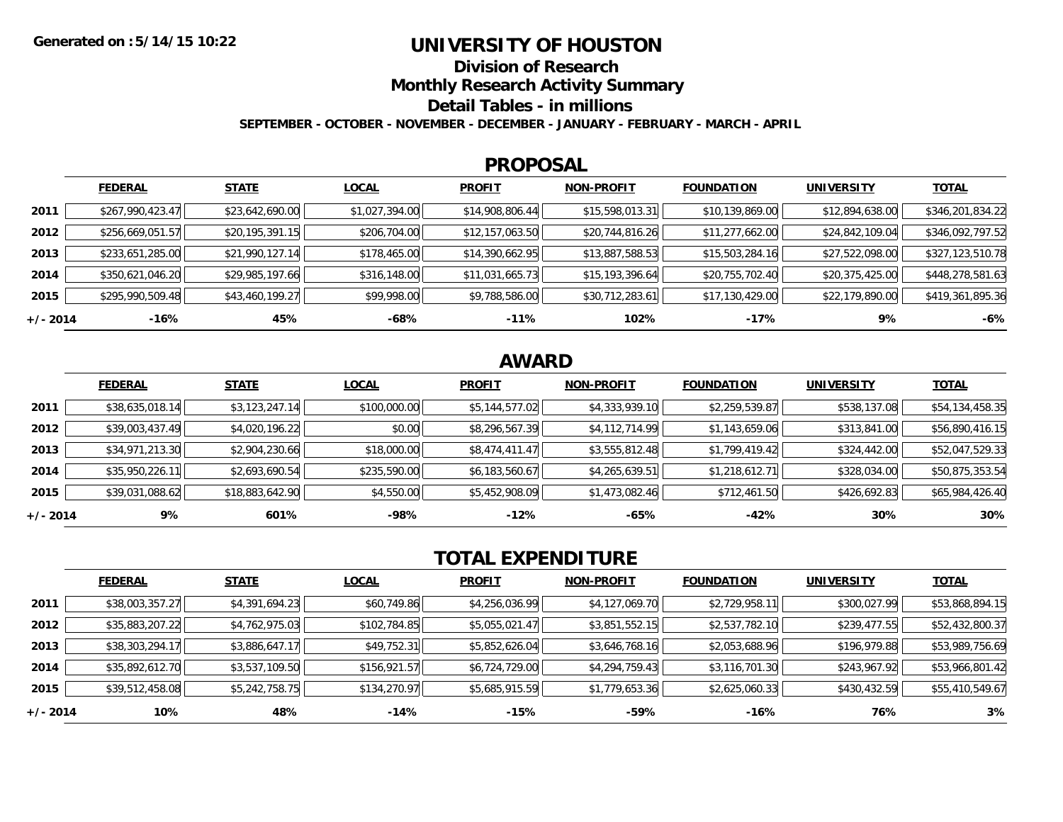**Generated on :5/14/15 10:22**

# UNIVERSITY OF HOUSTON

## Division of Research

## Monthly Research Activity Summary

## Detail Tables - in millions

**SEPTEMBER - OCTOBER - NOVEMBER - DECEMBER - JANUARY - FEBRUARY - MARCH - APRIL**

## PROPOSAL

| | FEDERAL | STATE | LOCAL | PROFIT | NON-PROFIT | FOUNDATION | UNIVERSITY | TOTAL |
|---|---|---|---|---|---|---|---|---|
| **2011** | $267,990,423.47 | $23,642,690.00 | $1,027,394.00 | $14,908,806.44 | $15,598,013.31 | $10,139,869.00 | $12,894,638.00 | $346,201,834.22 |
| **2012** | $256,669,051.57 | $20,195,391.15 | $206,704.00 | $12,157,063.50 | $20,744,816.26 | $11,277,662.00 | $24,842,109.04 | $346,092,797.52 |
| **2013** | $233,651,285.00 | $21,990,127.14 | $178,465.00 | $14,390,662.95 | $13,887,588.53 | $15,503,284.16 | $27,522,098.00 | $327,123,510.78 |
| **2014** | $350,621,046.20 | $29,985,197.66 | $316,148.00 | $11,031,665.73 | $15,193,396.64 | $20,755,702.40 | $20,375,425.00 | $448,278,581.63 |
| **2015** | $295,990,509.48 | $43,460,199.27 | $99,998.00 | $9,788,586.00 | $30,712,283.61 | $17,130,429.00 | $22,179,890.00 | $419,361,895.36 |
| **+/- 2014** | **-16%** | **45%** | **-68%** | **-11%** | **102%** | **-17%** | **9%** | **-6%** |

## AWARD

| | FEDERAL | STATE | LOCAL | PROFIT | NON-PROFIT | FOUNDATION | UNIVERSITY | TOTAL |
|---|---|---|---|---|---|---|---|---|
| **2011** | $38,635,018.14 | $3,123,247.14 | $100,000.00 | $5,144,577.02 | $4,333,939.10 | $2,259,539.87 | $538,137.08 | $54,134,458.35 |
| **2012** | $39,003,437.49 | $4,020,196.22 | $0.00 | $8,296,567.39 | $4,112,714.99 | $1,143,659.06 | $313,841.00 | $56,890,416.15 |
| **2013** | $34,971,213.30 | $2,904,230.66 | $18,000.00 | $8,474,411.47 | $3,555,812.48 | $1,799,419.42 | $324,442.00 | $52,047,529.33 |
| **2014** | $35,950,226.11 | $2,693,690.54 | $235,590.00 | $6,183,560.67 | $4,265,639.51 | $1,218,612.71 | $328,034.00 | $50,875,353.54 |
| **2015** | $39,031,088.62 | $18,883,642.90 | $4,550.00 | $5,452,908.09 | $1,473,082.46 | $712,461.50 | $426,692.83 | $65,984,426.40 |
| **+/- 2014** | **9%** | **601%** | **-98%** | **-12%** | **-65%** | **-42%** | **30%** | **30%** |

## TOTAL EXPENDITURE

| | FEDERAL | STATE | LOCAL | PROFIT | NON-PROFIT | FOUNDATION | UNIVERSITY | TOTAL |
|---|---|---|---|---|---|---|---|---|
| **2011** | $38,003,357.27 | $4,391,694.23 | $60,749.86 | $4,256,036.99 | $4,127,069.70 | $2,729,958.11 | $300,027.99 | $53,868,894.15 |
| **2012** | $35,883,207.22 | $4,762,975.03 | $102,784.85 | $5,055,021.47 | $3,851,552.15 | $2,537,782.10 | $239,477.55 | $52,432,800.37 |
| **2013** | $38,303,294.17 | $3,886,647.17 | $49,752.31 | $5,852,626.04 | $3,646,768.16 | $2,053,688.96 | $196,979.88 | $53,989,756.69 |
| **2014** | $35,892,612.70 | $3,537,109.50 | $156,921.57 | $6,724,729.00 | $4,294,759.43 | $3,116,701.30 | $243,967.92 | $53,966,801.42 |
| **2015** | $39,512,458.08 | $5,242,758.75 | $134,270.97 | $5,685,915.59 | $1,779,653.36 | $2,625,060.33 | $430,432.59 | $55,410,549.67 |
| **+/- 2014** | **10%** | **48%** | **-14%** | **-15%** | **-59%** | **-16%** | **76%** | **3%** |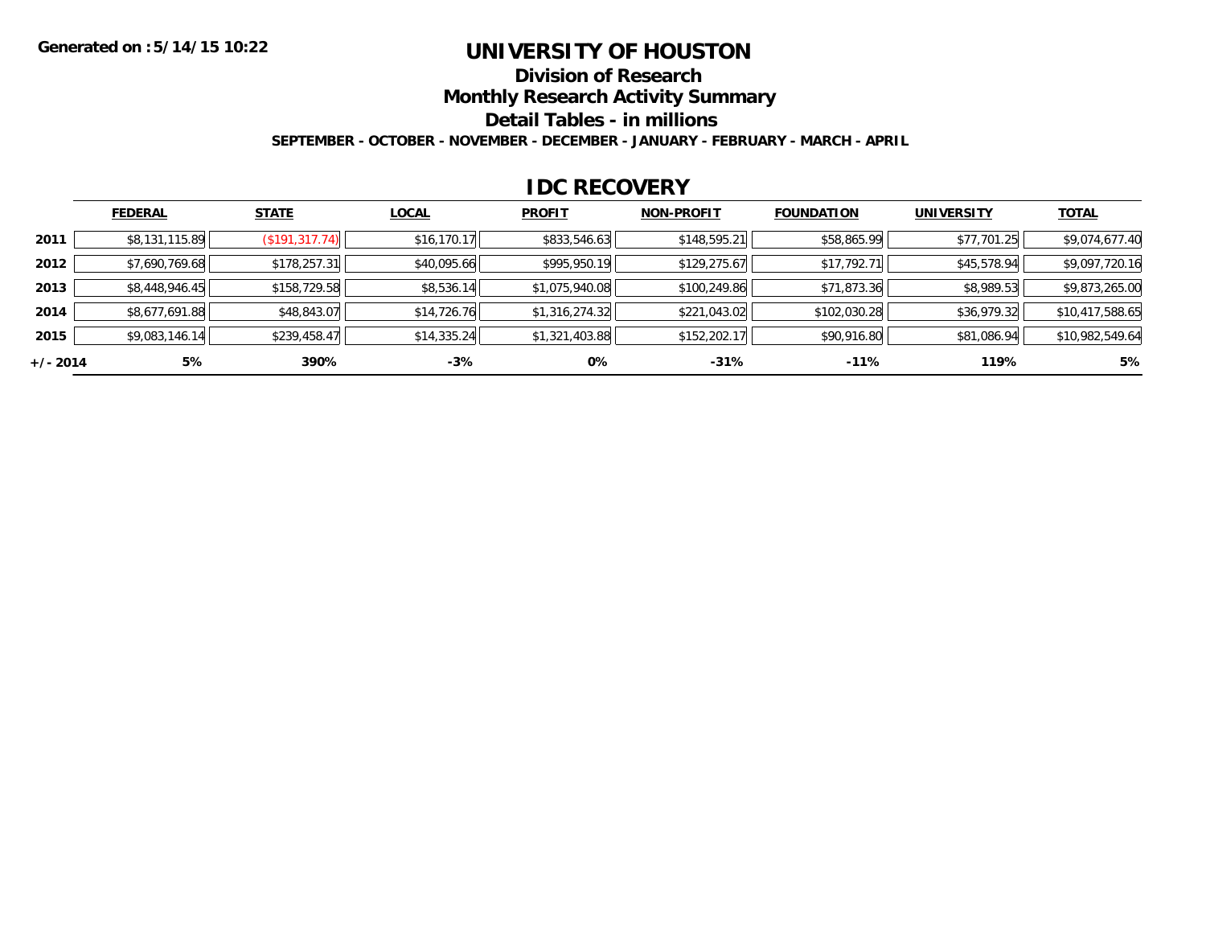Generated on :5/14/15 10:22

# UNIVERSITY OF HOUSTON

## Division of Research

## Monthly Research Activity Summary

## Detail Tables - in millions

**SEPTEMBER - OCTOBER - NOVEMBER - DECEMBER - JANUARY - FEBRUARY - MARCH - APRIL**

### IDC RECOVERY

| | FEDERAL | STATE | LOCAL | PROFIT | NON-PROFIT | FOUNDATION | UNIVERSITY | TOTAL |
|---|---|---|---|---|---|---|---|---|
| 2011 | $8,131,115.89 | ($191,317.74) | $16,170.17 | $833,546.63 | $148,595.21 | $58,865.99 | $77,701.25 | $9,074,677.40 |
| 2012 | $7,690,769.68 | $178,257.31 | $40,095.66 | $995,950.19 | $129,275.67 | $17,792.71 | $45,578.94 | $9,097,720.16 |
| 2013 | $8,448,946.45 | $158,729.58 | $8,536.14 | $1,075,940.08 | $100,249.86 | $71,873.36 | $8,989.53 | $9,873,265.00 |
| 2014 | $8,677,691.88 | $48,843.07 | $14,726.76 | $1,316,274.32 | $221,043.02 | $102,030.28 | $36,979.32 | $10,417,588.65 |
| 2015 | $9,083,146.14 | $239,458.47 | $14,335.24 | $1,321,403.88 | $152,202.17 | $90,916.80 | $81,086.94 | $10,982,549.64 |
| +/- 2014 | 5% | 390% | -3% | 0% | -31% | -11% | 119% | 5% |